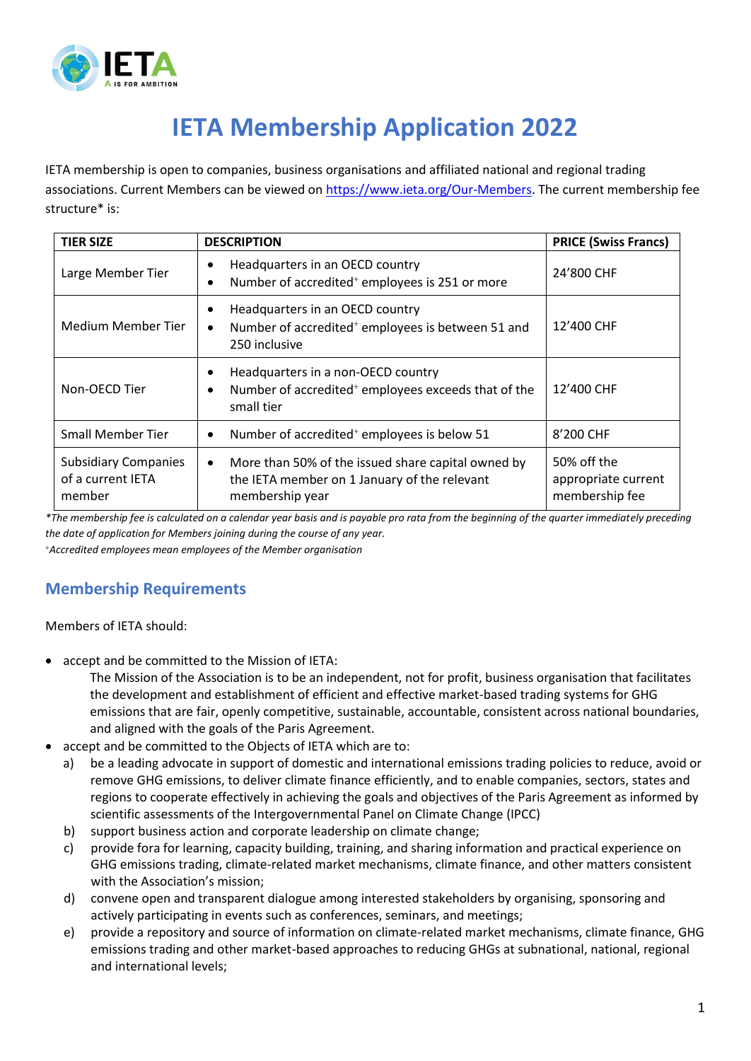# IETA Membership Application 2022

IETA membership is open to companies, business organisations and affiliated national and regional trading associations. Current Members can be viewed on https://www.ieta.org/Our-Members. The current membership fee structure* is:

| TIER SIZE | DESCRIPTION | PRICE (Swiss Francs) |
|---|---|---|
| Large Member Tier | • Headquarters in an OECD country<br>• Number of accredited+ employees is 251 or more | 24'800 CHF |
| Medium Member Tier | • Headquarters in an OECD country<br>• Number of accredited+ employees is between 51 and 250 inclusive | 12'400 CHF |
| Non-OECD Tier | • Headquarters in a non-OECD country<br>• Number of accredited+ employees exceeds that of the small tier | 12'400 CHF |
| Small Member Tier | • Number of accredited+ employees is below 51 | 8'200 CHF |
| Subsidiary Companies of a current IETA member | • More than 50% of the issued share capital owned by the IETA member on 1 January of the relevant membership year | 50% off the appropriate current membership fee |

*\*The membership fee is calculated on a calendar year basis and is payable pro rata from the beginning of the quarter immediately preceding the date of application for Members joining during the course of any year.*

*+Accredited employees mean employees of the Member organisation*

## Membership Requirements

Members of IETA should:

- accept and be committed to the Mission of IETA:

  The Mission of the Association is to be an independent, not for profit, business organisation that facilitates the development and establishment of efficient and effective market-based trading systems for GHG emissions that are fair, openly competitive, sustainable, accountable, consistent across national boundaries, and aligned with the goals of the Paris Agreement.

- accept and be committed to the Objects of IETA which are to:
  a) be a leading advocate in support of domestic and international emissions trading policies to reduce, avoid or remove GHG emissions, to deliver climate finance efficiently, and to enable companies, sectors, states and regions to cooperate effectively in achieving the goals and objectives of the Paris Agreement as informed by scientific assessments of the Intergovernmental Panel on Climate Change (IPCC)
  b) support business action and corporate leadership on climate change;
  c) provide fora for learning, capacity building, training, and sharing information and practical experience on GHG emissions trading, climate-related market mechanisms, climate finance, and other matters consistent with the Association's mission;
  d) convene open and transparent dialogue among interested stakeholders by organising, sponsoring and actively participating in events such as conferences, seminars, and meetings;
  e) provide a repository and source of information on climate-related market mechanisms, climate finance, GHG emissions trading and other market-based approaches to reducing GHGs at subnational, national, regional and international levels;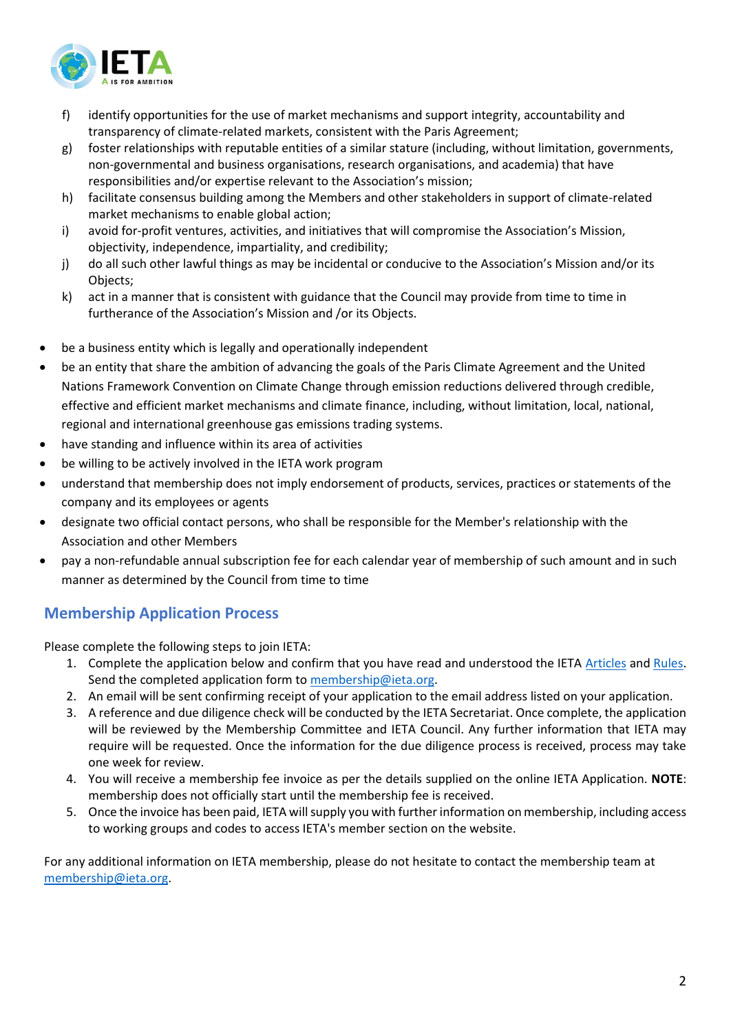f) identify opportunities for the use of market mechanisms and support integrity, accountability and transparency of climate-related markets, consistent with the Paris Agreement;

g) foster relationships with reputable entities of a similar stature (including, without limitation, governments, non-governmental and business organisations, research organisations, and academia) that have responsibilities and/or expertise relevant to the Association's mission;

h) facilitate consensus building among the Members and other stakeholders in support of climate-related market mechanisms to enable global action;

i) avoid for-profit ventures, activities, and initiatives that will compromise the Association's Mission, objectivity, independence, impartiality, and credibility;

j) do all such other lawful things as may be incidental or conducive to the Association's Mission and/or its Objects;

k) act in a manner that is consistent with guidance that the Council may provide from time to time in furtherance of the Association's Mission and /or its Objects.

- be a business entity which is legally and operationally independent
- be an entity that share the ambition of advancing the goals of the Paris Climate Agreement and the United Nations Framework Convention on Climate Change through emission reductions delivered through credible, effective and efficient market mechanisms and climate finance, including, without limitation, local, national, regional and international greenhouse gas emissions trading systems.
- have standing and influence within its area of activities
- be willing to be actively involved in the IETA work program
- understand that membership does not imply endorsement of products, services, practices or statements of the company and its employees or agents
- designate two official contact persons, who shall be responsible for the Member's relationship with the Association and other Members
- pay a non-refundable annual subscription fee for each calendar year of membership of such amount and in such manner as determined by the Council from time to time

## Membership Application Process

Please complete the following steps to join IETA:

1. Complete the application below and confirm that you have read and understood the IETA Articles and Rules. Send the completed application form to membership@ieta.org.
2. An email will be sent confirming receipt of your application to the email address listed on your application.
3. A reference and due diligence check will be conducted by the IETA Secretariat. Once complete, the application will be reviewed by the Membership Committee and IETA Council. Any further information that IETA may require will be requested. Once the information for the due diligence process is received, process may take one week for review.
4. You will receive a membership fee invoice as per the details supplied on the online IETA Application. **NOTE**: membership does not officially start until the membership fee is received.
5. Once the invoice has been paid, IETA will supply you with further information on membership, including access to working groups and codes to access IETA's member section on the website.

For any additional information on IETA membership, please do not hesitate to contact the membership team at membership@ieta.org.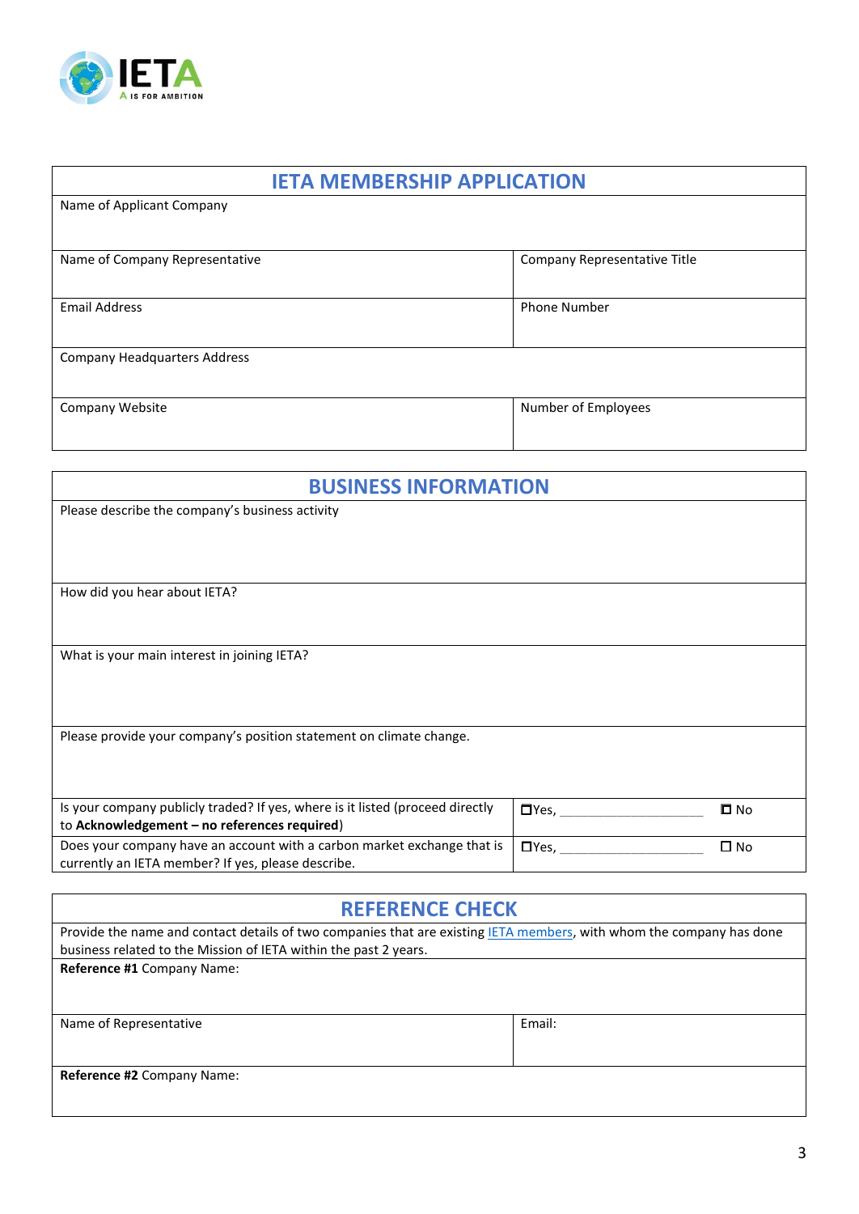# IETA MEMBERSHIP APPLICATION

| Name of Applicant Company | |
|---|---|
| Name of Company Representative | Company Representative Title |
| Email Address | Phone Number |
| Company Headquarters Address | |
| Company Website | Number of Employees |

# BUSINESS INFORMATION

| Please describe the company's business activity | | |
|---|---|---|
| How did you hear about IETA? | | |
| What is your main interest in joining IETA? | | |
| Please provide your company's position statement on climate change. | | |
| Is your company publicly traded? If yes, where is it listed (proceed directly to **Acknowledgement – no references required**) | ☐Yes, ____________________ | ☐ No |
| Does your company have an account with a carbon market exchange that is currently an IETA member? If yes, please describe. | ☐Yes, ____________________ | ☐ No |

# REFERENCE CHECK

| Provide the name and contact details of two companies that are existing IETA members, with whom the company has done business related to the Mission of IETA within the past 2 years. | |
|---|---|
| **Reference #1** Company Name: | |
| Name of Representative | Email: |
| **Reference #2** Company Name: | |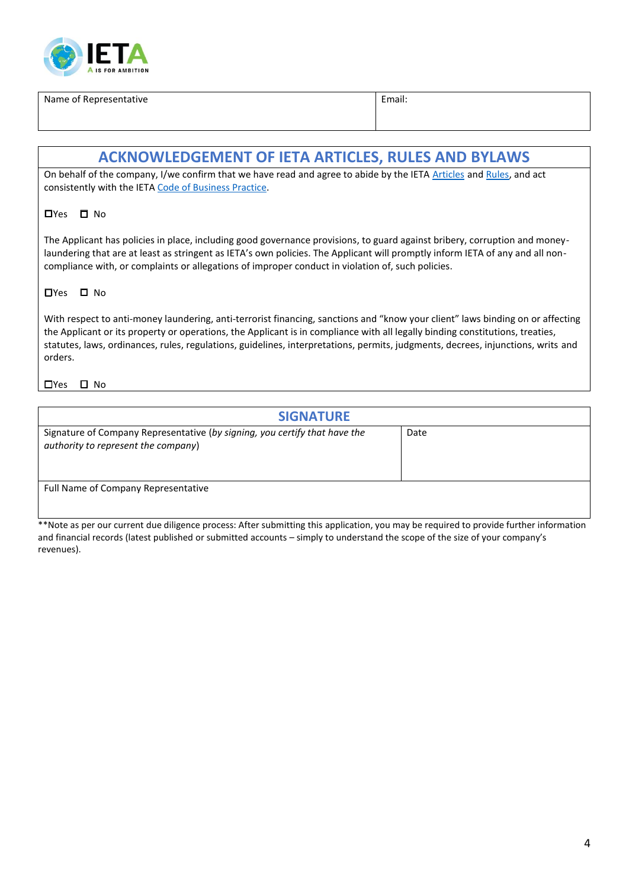| Name of Representative | Email: |
|---|---|
| | |

## ACKNOWLEDGEMENT OF IETA ARTICLES, RULES AND BYLAWS

On behalf of the company, I/we confirm that we have read and agree to abide by the IETA Articles and Rules, and act consistently with the IETA Code of Business Practice.

☐Yes ☐ No

The Applicant has policies in place, including good governance provisions, to guard against bribery, corruption and money-laundering that are at least as stringent as IETA's own policies. The Applicant will promptly inform IETA of any and all non-compliance with, or complaints or allegations of improper conduct in violation of, such policies.

☐Yes ☐ No

With respect to anti-money laundering, anti-terrorist financing, sanctions and "know your client" laws binding on or affecting the Applicant or its property or operations, the Applicant is in compliance with all legally binding constitutions, treaties, statutes, laws, ordinances, rules, regulations, guidelines, interpretations, permits, judgments, decrees, injunctions, writs and orders.

☐Yes ☐ No

## SIGNATURE

| Signature of Company Representative (*by signing, you certify that have the authority to represent the company*) | Date |
|---|---|
| Full Name of Company Representative | |

**Note as per our current due diligence process: After submitting this application, you may be required to provide further information and financial records (latest published or submitted accounts – simply to understand the scope of the size of your company's revenues).